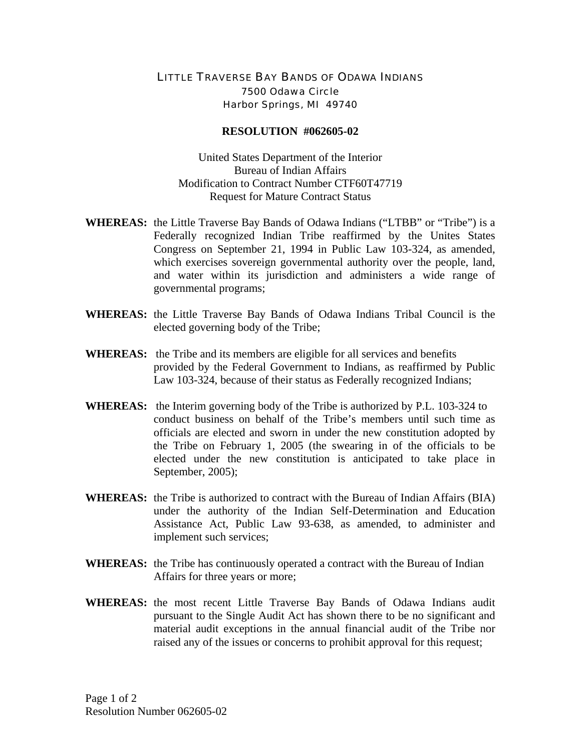LITTLE TRAVERSE BAY BANDS OF ODAWA INDIANS
7500 Odawa Circle
Harbor Springs, MI 49740

**RESOLUTION #062605-02**

United States Department of the Interior
Bureau of Indian Affairs
Modification to Contract Number CTF60T47719
Request for Mature Contract Status

**WHEREAS:** the Little Traverse Bay Bands of Odawa Indians ("LTBB" or "Tribe") is a Federally recognized Indian Tribe reaffirmed by the Unites States Congress on September 21, 1994 in Public Law 103-324, as amended, which exercises sovereign governmental authority over the people, land, and water within its jurisdiction and administers a wide range of governmental programs;

**WHEREAS:** the Little Traverse Bay Bands of Odawa Indians Tribal Council is the elected governing body of the Tribe;

**WHEREAS:** the Tribe and its members are eligible for all services and benefits provided by the Federal Government to Indians, as reaffirmed by Public Law 103-324, because of their status as Federally recognized Indians;

**WHEREAS:** the Interim governing body of the Tribe is authorized by P.L. 103-324 to conduct business on behalf of the Tribe's members until such time as officials are elected and sworn in under the new constitution adopted by the Tribe on February 1, 2005 (the swearing in of the officials to be elected under the new constitution is anticipated to take place in September, 2005);

**WHEREAS:** the Tribe is authorized to contract with the Bureau of Indian Affairs (BIA) under the authority of the Indian Self-Determination and Education Assistance Act, Public Law 93-638, as amended, to administer and implement such services;

**WHEREAS:** the Tribe has continuously operated a contract with the Bureau of Indian Affairs for three years or more;

**WHEREAS:** the most recent Little Traverse Bay Bands of Odawa Indians audit pursuant to the Single Audit Act has shown there to be no significant and material audit exceptions in the annual financial audit of the Tribe nor raised any of the issues or concerns to prohibit approval for this request;

Resolution Number 062605-02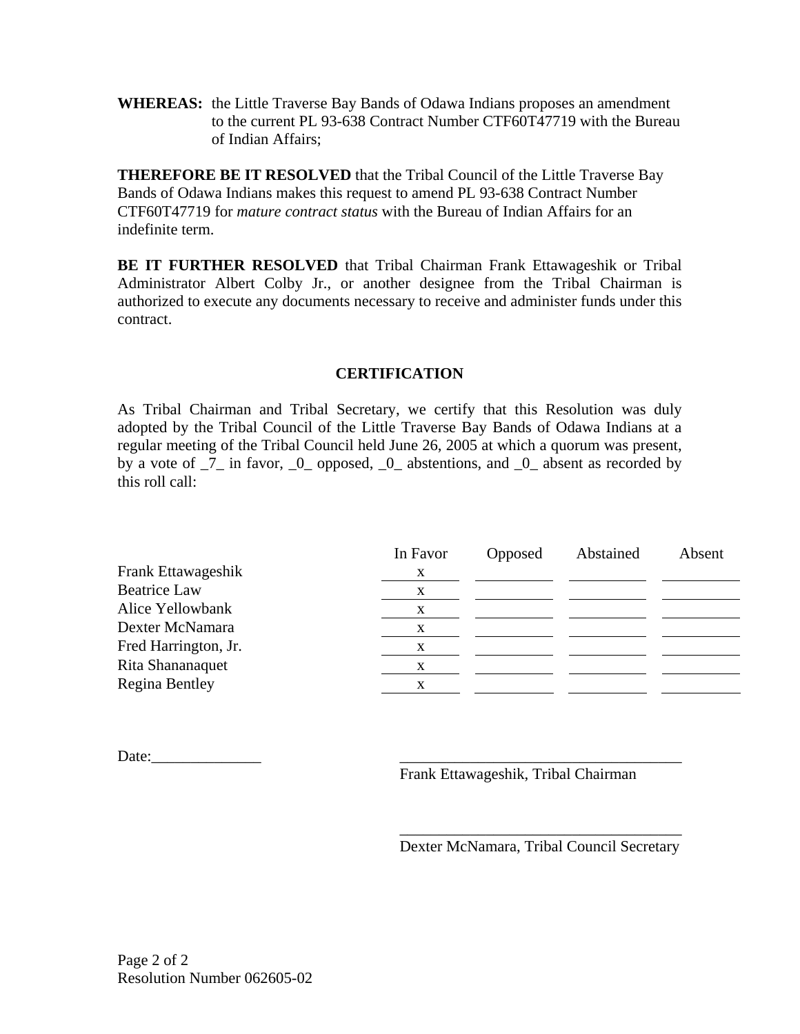**WHEREAS:** the Little Traverse Bay Bands of Odawa Indians proposes an amendment to the current PL 93-638 Contract Number CTF60T47719 with the Bureau of Indian Affairs;

**THEREFORE BE IT RESOLVED** that the Tribal Council of the Little Traverse Bay Bands of Odawa Indians makes this request to amend PL 93-638 Contract Number CTF60T47719 for *mature contract status* with the Bureau of Indian Affairs for an indefinite term.

**BE IT FURTHER RESOLVED** that Tribal Chairman Frank Ettawageshik or Tribal Administrator Albert Colby Jr., or another designee from the Tribal Chairman is authorized to execute any documents necessary to receive and administer funds under this contract.

## CERTIFICATION

As Tribal Chairman and Tribal Secretary, we certify that this Resolution was duly adopted by the Tribal Council of the Little Traverse Bay Bands of Odawa Indians at a regular meeting of the Tribal Council held June 26, 2005 at which a quorum was present, by a vote of _7_ in favor, _0_ opposed, _0_ abstentions, and _0_ absent as recorded by this roll call:

| | In Favor | Opposed | Abstained | Absent |
|---|---|---|---|---|
| Frank Ettawageshik | x | | | |
| Beatrice Law | x | | | |
| Alice Yellowbank | x | | | |
| Dexter McNamara | x | | | |
| Fred Harrington, Jr. | x | | | |
| Rita Shananaquet | x | | | |
| Regina Bentley | x | | | |

Date:______________

_____________________________________
Frank Ettawageshik, Tribal Chairman

_____________________________________
Dexter McNamara, Tribal Council Secretary

Resolution Number 062605-02